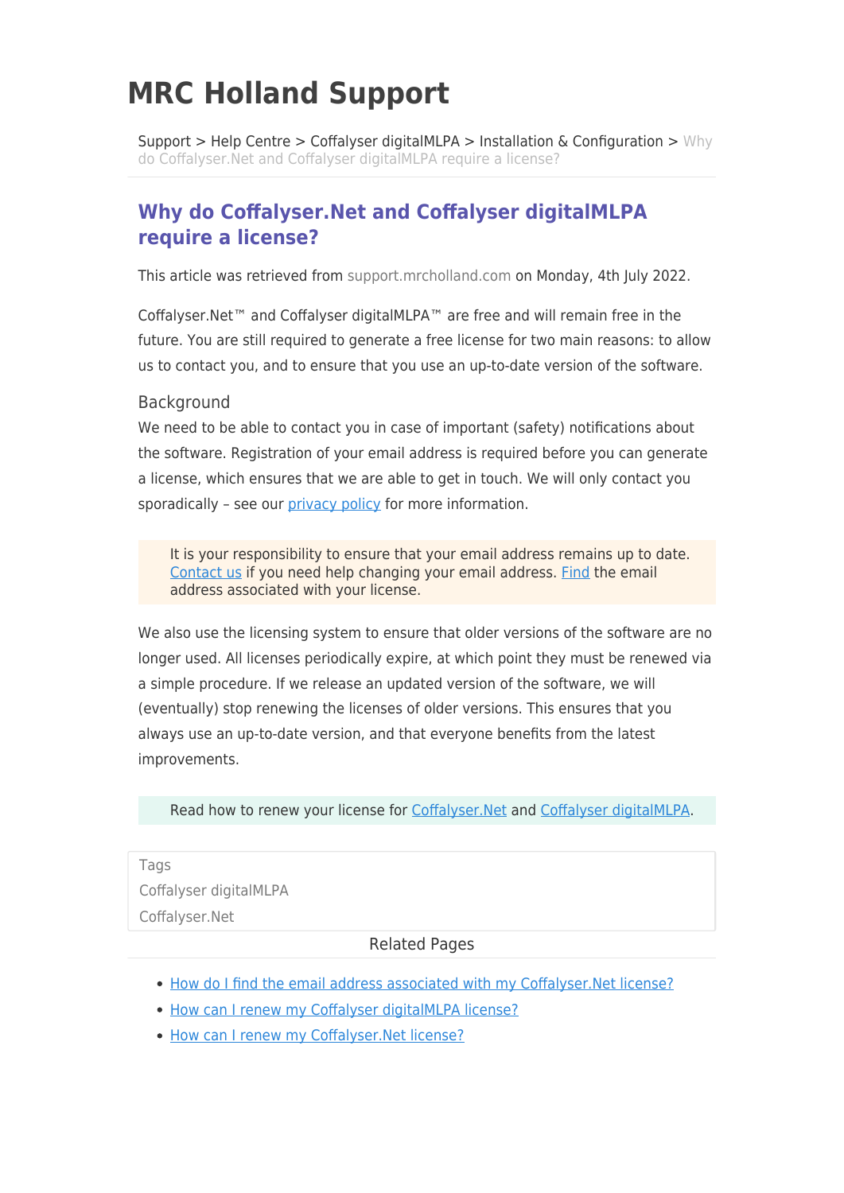# MRC Holland Support

Support > Help Centre > Coffalyser digitalMLPA > Installation & Configuration > Why do Coffalyser.Net and Coffalyser digitalMLPA require a license?

## Why do Coffalyser.Net and Coffalyser digitalMLPA require a license?

This article was retrieved from support.mrcholland.com on Monday, 4th July 2022.

Coffalyser.Net™ and Coffalyser digitalMLPA™ are free and will remain free in the future. You are still required to generate a free license for two main reasons: to allow us to contact you, and to ensure that you use an up-to-date version of the software.

### Background

We need to be able to contact you in case of important (safety) notifications about the software. Registration of your email address is required before you can generate a license, which ensures that we are able to get in touch. We will only contact you sporadically – see our privacy policy for more information.

> It is your responsibility to ensure that your email address remains up to date. Contact us if you need help changing your email address. Find the email address associated with your license.

We also use the licensing system to ensure that older versions of the software are no longer used. All licenses periodically expire, at which point they must be renewed via a simple procedure. If we release an updated version of the software, we will (eventually) stop renewing the licenses of older versions. This ensures that you always use an up-to-date version, and that everyone benefits from the latest improvements.

> Read how to renew your license for Coffalyser.Net and Coffalyser digitalMLPA.

Tags

Coffalyser digitalMLPA

Coffalyser.Net

Related Pages

- How do I find the email address associated with my Coffalyser.Net license?
- How can I renew my Coffalyser digitalMLPA license?
- How can I renew my Coffalyser.Net license?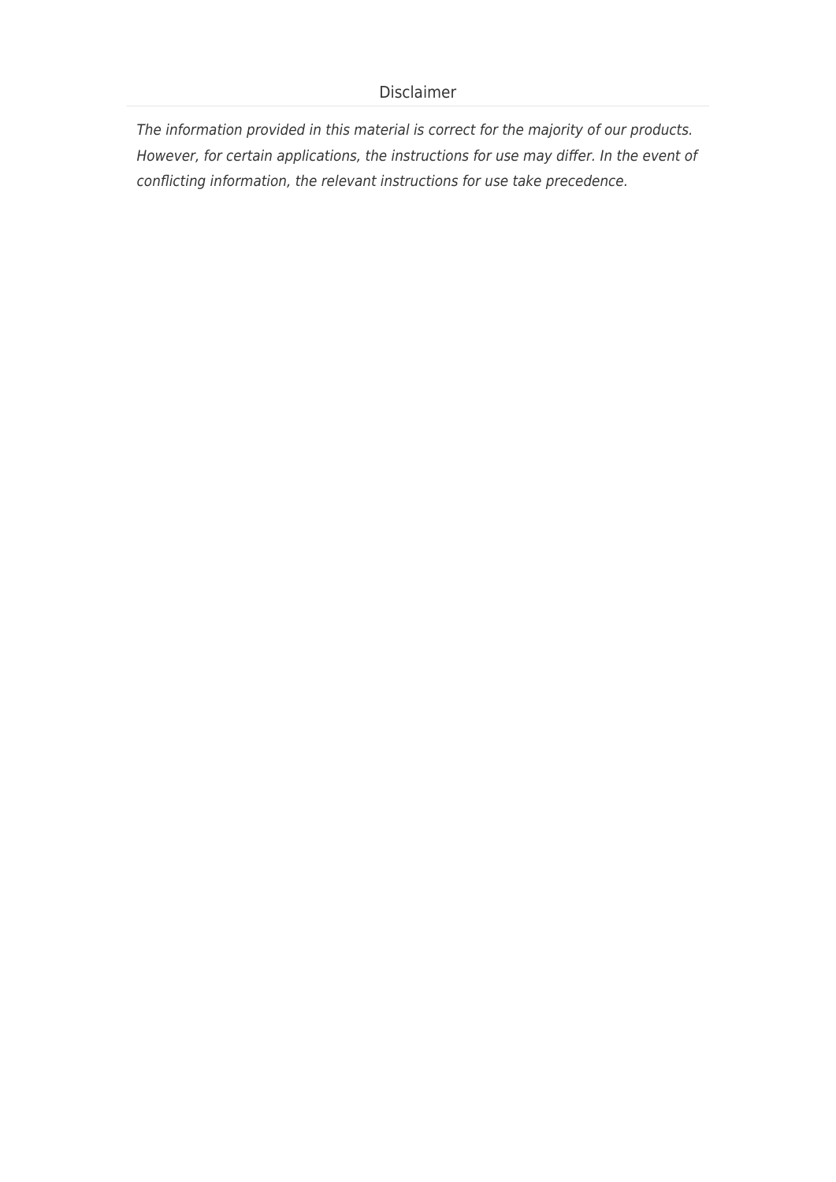## Disclaimer

*The information provided in this material is correct for the majority of our products. However, for certain applications, the instructions for use may differ. In the event of conflicting information, the relevant instructions for use take precedence.*